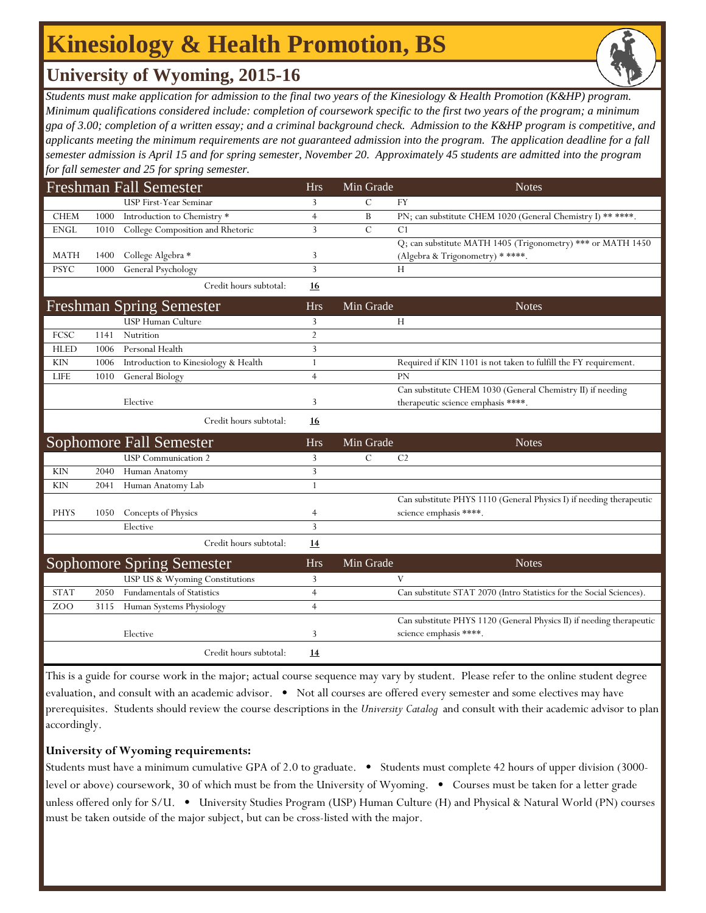# Kinesiology & Health Promotion, BS

## University of Wyoming, 2015-16

*Students must make application for admission to the final two years of the Kinesiology & Health Promotion (K&HP) program. Minimum qualifications considered include: completion of coursework specific to the first two years of the program; a minimum gpa of 3.00; completion of a written essay; and a criminal background check. Admission to the K&HP program is competitive, and applicants meeting the minimum requirements are not guaranteed admission into the program. The application deadline for a fall semester admission is April 15 and for spring semester, November 20. Approximately 45 students are admitted into the program for fall semester and 25 for spring semester.*

| Freshman Fall Semester | | | Hrs | Min Grade | Notes |
|---|---|---|---|---|---|
| | | USP First-Year Seminar | 3 | C | FY |
| CHEM | 1000 | Introduction to Chemistry * | 4 | B | PN; can substitute CHEM 1020 (General Chemistry I) ** ****. |
| ENGL | 1010 | College Composition and Rhetoric | 3 | C | C1 |
| MATH | 1400 | College Algebra * | 3 | | Q; can substitute MATH 1405 (Trigonometry) *** or MATH 1450 (Algebra & Trigonometry) * ****. |
| PSYC | 1000 | General Psychology | 3 | | H |
| | | Credit hours subtotal: | **16** | | |

| Freshman Spring Semester | | | Hrs | Min Grade | Notes |
|---|---|---|---|---|---|
| | | USP Human Culture | 3 | | H |
| FCSC | 1141 | Nutrition | 2 | | |
| HLED | 1006 | Personal Health | 3 | | |
| KIN | 1006 | Introduction to Kinesiology & Health | 1 | | Required if KIN 1101 is not taken to fulfill the FY requirement. |
| LIFE | 1010 | General Biology | 4 | | PN |
| | | Elective | 3 | | Can substitute CHEM 1030 (General Chemistry II) if needing therapeutic science emphasis ****. |
| | | Credit hours subtotal: | **16** | | |

| Sophomore Fall Semester | | | Hrs | Min Grade | Notes |
|---|---|---|---|---|---|
| | | USP Communication 2 | 3 | C | C2 |
| KIN | 2040 | Human Anatomy | 3 | | |
| KIN | 2041 | Human Anatomy Lab | 1 | | |
| PHYS | 1050 | Concepts of Physics | 4 | | Can substitute PHYS 1110 (General Physics I) if needing therapeutic science emphasis ****. |
| | | Elective | 3 | | |
| | | Credit hours subtotal: | **14** | | |

| Sophomore Spring Semester | | | Hrs | Min Grade | Notes |
|---|---|---|---|---|---|
| | | USP US & Wyoming Constitutions | 3 | | V |
| STAT | 2050 | Fundamentals of Statistics | 4 | | Can substitute STAT 2070 (Intro Statistics for the Social Sciences). |
| ZOO | 3115 | Human Systems Physiology | 4 | | |
| | | Elective | 3 | | Can substitute PHYS 1120 (General Physics II) if needing therapeutic science emphasis ****. |
| | | Credit hours subtotal: | **14** | | |

This is a guide for course work in the major; actual course sequence may vary by student. Please refer to the online student degree evaluation, and consult with an academic advisor. • Not all courses are offered every semester and some electives may have prerequisites. Students should review the course descriptions in the *University Catalog* and consult with their academic advisor to plan accordingly.

**University of Wyoming requirements:**

Students must have a minimum cumulative GPA of 2.0 to graduate. • Students must complete 42 hours of upper division (3000-level or above) coursework, 30 of which must be from the University of Wyoming. • Courses must be taken for a letter grade unless offered only for S/U. • University Studies Program (USP) Human Culture (H) and Physical & Natural World (PN) courses must be taken outside of the major subject, but can be cross-listed with the major.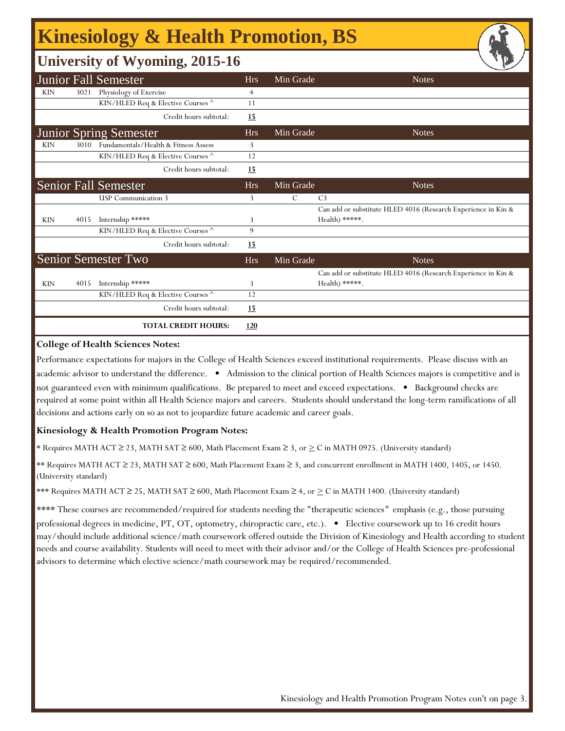# Kinesiology & Health Promotion, BS

## University of Wyoming, 2015-16

| Junior Fall Semester | | | Hrs | Min Grade | Notes |
|---|---|---|---|---|---|
| KIN | 3021 | Physiology of Exercise | 4 | | |
| | | KIN/HLED Req & Elective Courses ^ | 11 | | |
| | | Credit hours subtotal: | **15** | | |

| Junior Spring Semester | | | Hrs | Min Grade | Notes |
|---|---|---|---|---|---|
| KIN | 3010 | Fundamentals/Health & Fitness Assess | 3 | | |
| | | KIN/HLED Req & Elective Courses ^ | 12 | | |
| | | Credit hours subtotal: | **15** | | |

| Senior Fall Semester | | | Hrs | Min Grade | Notes |
|---|---|---|---|---|---|
| | | USP Communication 3 | 3 | C | C3 |
| KIN | 4015 | Internship ***** | 3 | | Can add or substitute HLED 4016 (Research Experience in Kin & Health) *****. |
| | | KIN/HLED Req & Elective Courses ^ | 9 | | |
| | | Credit hours subtotal: | **15** | | |

| Senior Semester Two | | | Hrs | Min Grade | Notes |
|---|---|---|---|---|---|
| KIN | 4015 | Internship ***** | 3 | | Can add or substitute HLED 4016 (Research Experience in Kin & Health) *****. |
| | | KIN/HLED Req & Elective Courses ^ | 12 | | |
| | | Credit hours subtotal: | **15** | | |
| | | **TOTAL CREDIT HOURS:** | **120** | | |

**College of Health Sciences Notes:**

Performance expectations for majors in the College of Health Sciences exceed institutional requirements. Please discuss with an academic advisor to understand the difference. • Admission to the clinical portion of Health Sciences majors is competitive and is not guaranteed even with minimum qualifications. Be prepared to meet and exceed expectations. • Background checks are required at some point within all Health Science majors and careers. Students should understand the long-term ramifications of all decisions and actions early on so as not to jeopardize future academic and career goals.

**Kinesiology & Health Promotion Program Notes:**

* Requires MATH ACT ≥ 23, MATH SAT ≥ 600, Math Placement Exam ≥ 3, or ≥ C in MATH 0925. (University standard)

** Requires MATH ACT ≥ 23, MATH SAT ≥ 600, Math Placement Exam ≥ 3, and concurrent enrollment in MATH 1400, 1405, or 1450. (University standard)

*** Requires MATH ACT ≥ 25, MATH SAT ≥ 600, Math Placement Exam ≥ 4, or ≥ C in MATH 1400. (University standard)

**** These courses are recommended/required for students needing the "therapeutic sciences" emphasis (e.g., those pursuing professional degrees in medicine, PT, OT, optometry, chiropractic care, etc.). • Elective coursework up to 16 credit hours may/should include additional science/math coursework offered outside the Division of Kinesiology and Health according to student needs and course availability. Students will need to meet with their advisor and/or the College of Health Sciences pre-professional advisors to determine which elective science/math coursework may be required/recommended.

Kinesiology and Health Promotion Program Notes con't on page 3.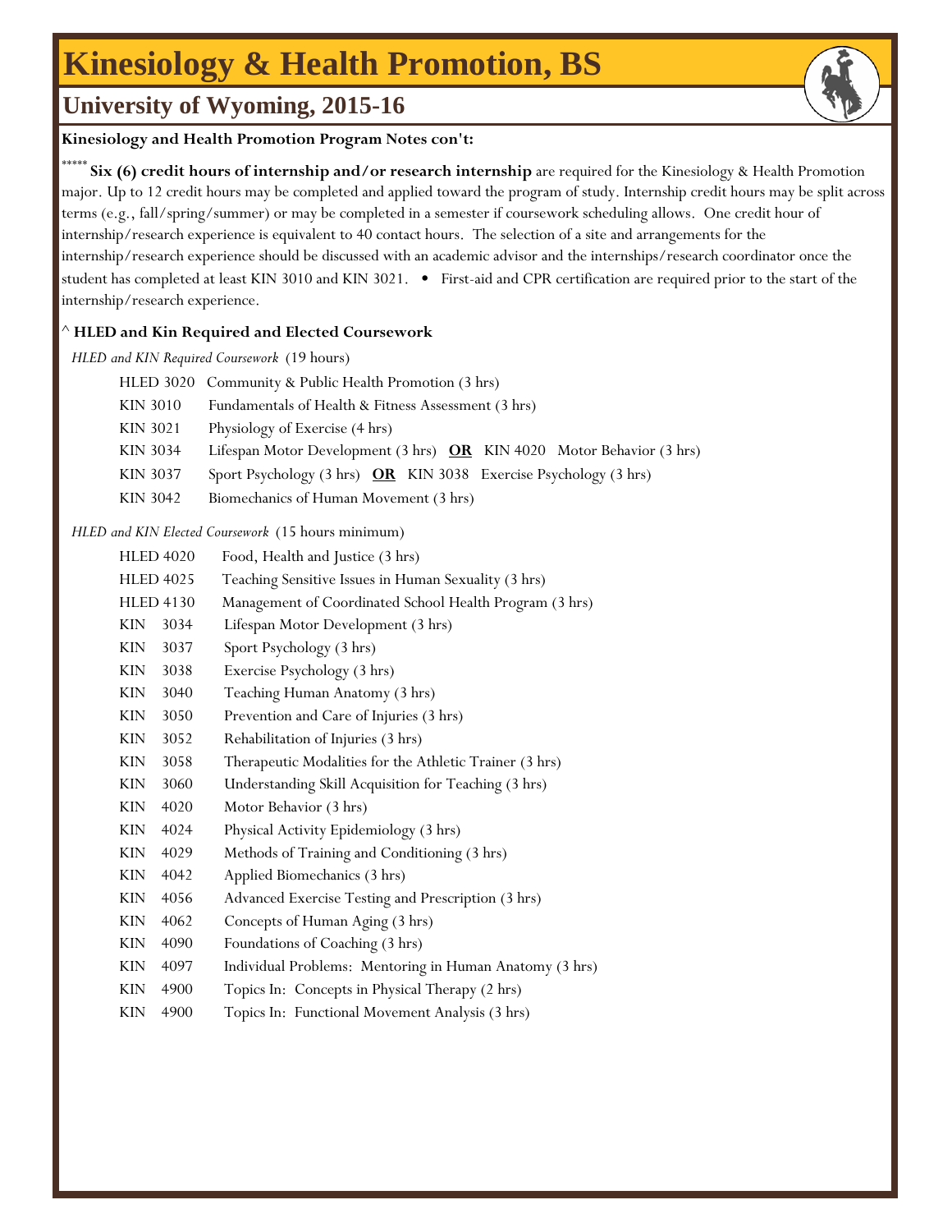# Kinesiology & Health Promotion, BS

## University of Wyoming, 2015-16

**Kinesiology and Health Promotion Program Notes con't:**

[*****] **Six (6) credit hours of internship and/or research internship** are required for the Kinesiology & Health Promotion major. Up to 12 credit hours may be completed and applied toward the program of study. Internship credit hours may be split across terms (e.g., fall/spring/summer) or may be completed in a semester if coursework scheduling allows. One credit hour of internship/research experience is equivalent to 40 contact hours. The selection of a site and arrangements for the internship/research experience should be discussed with an academic advisor and the internships/research coordinator once the student has completed at least KIN 3010 and KIN 3021. • First-aid and CPR certification are required prior to the start of the internship/research experience.

^ **HLED and Kin Required and Elected Coursework**

*HLED and KIN Required Coursework* (19 hours)

| | |
|---|---|
| HLED 3020 | Community & Public Health Promotion (3 hrs) |
| KIN 3010 | Fundamentals of Health & Fitness Assessment (3 hrs) |
| KIN 3021 | Physiology of Exercise (4 hrs) |
| KIN 3034 | Lifespan Motor Development (3 hrs) **OR** KIN 4020 Motor Behavior (3 hrs) |
| KIN 3037 | Sport Psychology (3 hrs) **OR** KIN 3038 Exercise Psychology (3 hrs) |
| KIN 3042 | Biomechanics of Human Movement (3 hrs) |

*HLED and KIN Elected Coursework* (15 hours minimum)

| | |
|---|---|
| HLED 4020 | Food, Health and Justice (3 hrs) |
| HLED 4025 | Teaching Sensitive Issues in Human Sexuality (3 hrs) |
| HLED 4130 | Management of Coordinated School Health Program (3 hrs) |
| KIN 3034 | Lifespan Motor Development (3 hrs) |
| KIN 3037 | Sport Psychology (3 hrs) |
| KIN 3038 | Exercise Psychology (3 hrs) |
| KIN 3040 | Teaching Human Anatomy (3 hrs) |
| KIN 3050 | Prevention and Care of Injuries (3 hrs) |
| KIN 3052 | Rehabilitation of Injuries (3 hrs) |
| KIN 3058 | Therapeutic Modalities for the Athletic Trainer (3 hrs) |
| KIN 3060 | Understanding Skill Acquisition for Teaching (3 hrs) |
| KIN 4020 | Motor Behavior (3 hrs) |
| KIN 4024 | Physical Activity Epidemiology (3 hrs) |
| KIN 4029 | Methods of Training and Conditioning (3 hrs) |
| KIN 4042 | Applied Biomechanics (3 hrs) |
| KIN 4056 | Advanced Exercise Testing and Prescription (3 hrs) |
| KIN 4062 | Concepts of Human Aging (3 hrs) |
| KIN 4090 | Foundations of Coaching (3 hrs) |
| KIN 4097 | Individual Problems: Mentoring in Human Anatomy (3 hrs) |
| KIN 4900 | Topics In: Concepts in Physical Therapy (2 hrs) |
| KIN 4900 | Topics In: Functional Movement Analysis (3 hrs) |